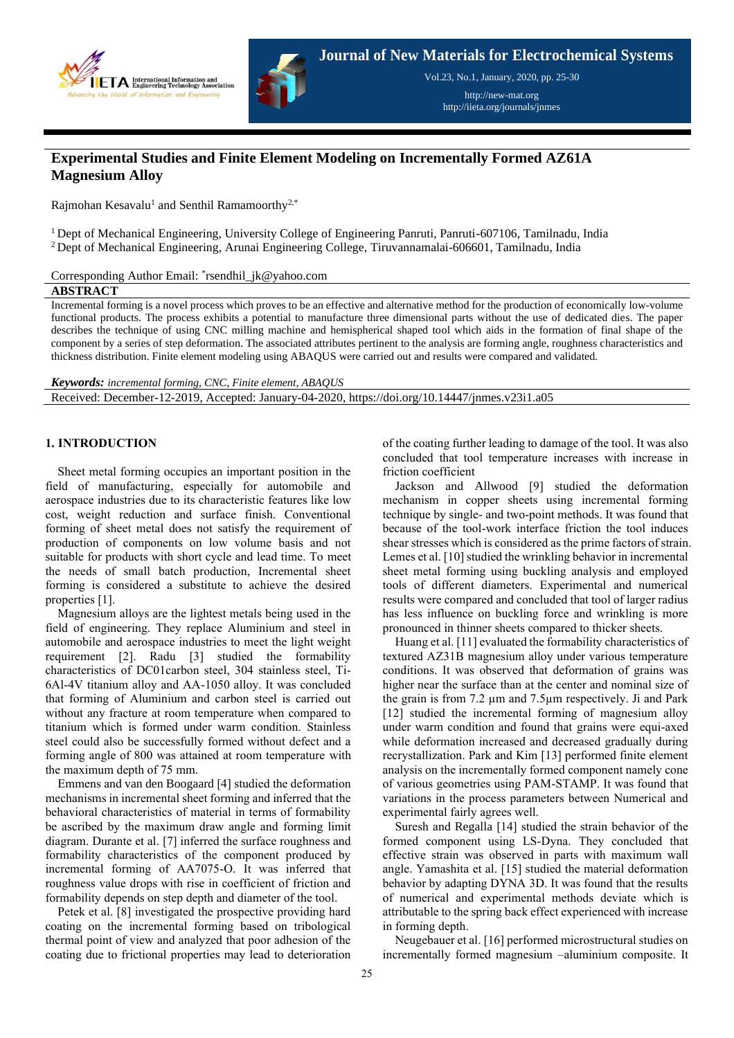# Experimental Studies and Finite Element Modeling on Incrementally Formed AZ61A Magnesium Alloy

Rajmohan Kesavalu[1] and Senthil Ramamoorthy[2,*]

[1] Dept of Mechanical Engineering, University College of Engineering Panruti, Panruti-607106, Tamilnadu, India
[2] Dept of Mechanical Engineering, Arunai Engineering College, Tiruvannamalai-606601, Tamilnadu, India

Corresponding Author Email: *rsendhil_jk@yahoo.com

## ABSTRACT

Incremental forming is a novel process which proves to be an effective and alternative method for the production of economically low-volume functional products. The process exhibits a potential to manufacture three dimensional parts without the use of dedicated dies. The paper describes the technique of using CNC milling machine and hemispherical shaped tool which aids in the formation of final shape of the component by a series of step deformation. The associated attributes pertinent to the analysis are forming angle, roughness characteristics and thickness distribution. Finite element modeling using ABAQUS were carried out and results were compared and validated.

***Keywords:*** *incremental forming, CNC, Finite element, ABAQUS*

Received: December-12-2019, Accepted: January-04-2020, https://doi.org/10.14447/jnmes.v23i1.a05

## 1. INTRODUCTION

Sheet metal forming occupies an important position in the field of manufacturing, especially for automobile and aerospace industries due to its characteristic features like low cost, weight reduction and surface finish. Conventional forming of sheet metal does not satisfy the requirement of production of components on low volume basis and not suitable for products with short cycle and lead time. To meet the needs of small batch production, Incremental sheet forming is considered a substitute to achieve the desired properties [1].

Magnesium alloys are the lightest metals being used in the field of engineering. They replace Aluminium and steel in automobile and aerospace industries to meet the light weight requirement [2]. Radu [3] studied the formability characteristics of DC01carbon steel, 304 stainless steel, Ti-6Al-4V titanium alloy and AA-1050 alloy. It was concluded that forming of Aluminium and carbon steel is carried out without any fracture at room temperature when compared to titanium which is formed under warm condition. Stainless steel could also be successfully formed without defect and a forming angle of 800 was attained at room temperature with the maximum depth of 75 mm.

Emmens and van den Boogaard [4] studied the deformation mechanisms in incremental sheet forming and inferred that the behavioral characteristics of material in terms of formability be ascribed by the maximum draw angle and forming limit diagram. Durante et al. [7] inferred the surface roughness and formability characteristics of the component produced by incremental forming of AA7075-O. It was inferred that roughness value drops with rise in coefficient of friction and formability depends on step depth and diameter of the tool.

Petek et al. [8] investigated the prospective providing hard coating on the incremental forming based on tribological thermal point of view and analyzed that poor adhesion of the coating due to frictional properties may lead to deterioration of the coating further leading to damage of the tool. It was also concluded that tool temperature increases with increase in friction coefficient

Jackson and Allwood [9] studied the deformation mechanism in copper sheets using incremental forming technique by single- and two-point methods. It was found that because of the tool-work interface friction the tool induces shear stresses which is considered as the prime factors of strain. Lemes et al. [10] studied the wrinkling behavior in incremental sheet metal forming using buckling analysis and employed tools of different diameters. Experimental and numerical results were compared and concluded that tool of larger radius has less influence on buckling force and wrinkling is more pronounced in thinner sheets compared to thicker sheets.

Huang et al. [11] evaluated the formability characteristics of textured AZ31B magnesium alloy under various temperature conditions. It was observed that deformation of grains was higher near the surface than at the center and nominal size of the grain is from 7.2 µm and 7.5µm respectively. Ji and Park [12] studied the incremental forming of magnesium alloy under warm condition and found that grains were equi-axed while deformation increased and decreased gradually during recrystallization. Park and Kim [13] performed finite element analysis on the incrementally formed component namely cone of various geometries using PAM-STAMP. It was found that variations in the process parameters between Numerical and experimental fairly agrees well.

Suresh and Regalla [14] studied the strain behavior of the formed component using LS-Dyna. They concluded that effective strain was observed in parts with maximum wall angle. Yamashita et al. [15] studied the material deformation behavior by adapting DYNA 3D. It was found that the results of numerical and experimental methods deviate which is attributable to the spring back effect experienced with increase in forming depth.

Neugebauer et al. [16] performed microstructural studies on incrementally formed magnesium –aluminium composite. It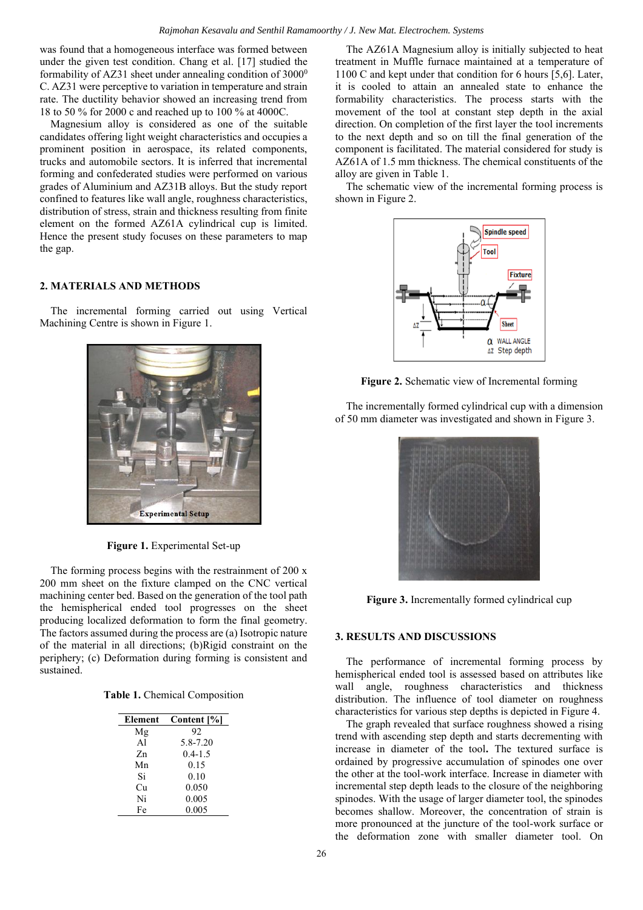was found that a homogeneous interface was formed between under the given test condition. Chang et al. [17] studied the formability of AZ31 sheet under annealing condition of $3000^0$ C. AZ31 were perceptive to variation in temperature and strain rate. The ductility behavior showed an increasing trend from 18 to 50 % for 2000 c and reached up to 100 % at 4000C.

Magnesium alloy is considered as one of the suitable candidates offering light weight characteristics and occupies a prominent position in aerospace, its related components, trucks and automobile sectors. It is inferred that incremental forming and confederated studies were performed on various grades of Aluminium and AZ31B alloys. But the study report confined to features like wall angle, roughness characteristics, distribution of stress, strain and thickness resulting from finite element on the formed AZ61A cylindrical cup is limited. Hence the present study focuses on these parameters to map the gap.

## 2. MATERIALS AND METHODS

The incremental forming carried out using Vertical Machining Centre is shown in Figure 1.

**Figure 1.** Experimental Set-up

The forming process begins with the restrainment of 200 x 200 mm sheet on the fixture clamped on the CNC vertical machining center bed. Based on the generation of the tool path the hemispherical ended tool progresses on the sheet producing localized deformation to form the final geometry. The factors assumed during the process are (a) Isotropic nature of the material in all directions; (b)Rigid constraint on the periphery; (c) Deformation during forming is consistent and sustained.

**Table 1.** Chemical Composition

| Element | Content [%] |
|---|---|
| Mg | 92 |
| Al | 5.8-7.20 |
| Zn | 0.4-1.5 |
| Mn | 0.15 |
| Si | 0.10 |
| Cu | 0.050 |
| Ni | 0.005 |
| Fe | 0.005 |

The AZ61A Magnesium alloy is initially subjected to heat treatment in Muffle furnace maintained at a temperature of 1100 C and kept under that condition for 6 hours [5,6]. Later, it is cooled to attain an annealed state to enhance the formability characteristics. The process starts with the movement of the tool at constant step depth in the axial direction. On completion of the first layer the tool increments to the next depth and so on till the final generation of the component is facilitated. The material considered for study is AZ61A of 1.5 mm thickness. The chemical constituents of the alloy are given in Table 1.

The schematic view of the incremental forming process is shown in Figure 2.

**Figure 2.** Schematic view of Incremental forming

The incrementally formed cylindrical cup with a dimension of 50 mm diameter was investigated and shown in Figure 3.

**Figure 3.** Incrementally formed cylindrical cup

## 3. RESULTS AND DISCUSSIONS

The performance of incremental forming process by hemispherical ended tool is assessed based on attributes like wall angle, roughness characteristics and thickness distribution. The influence of tool diameter on roughness characteristics for various step depths is depicted in Figure 4.

The graph revealed that surface roughness showed a rising trend with ascending step depth and starts decrementing with increase in diameter of the tool**.** The textured surface is ordained by progressive accumulation of spinodes one over the other at the tool-work interface. Increase in diameter with incremental step depth leads to the closure of the neighboring spinodes. With the usage of larger diameter tool, the spinodes becomes shallow. Moreover, the concentration of strain is more pronounced at the juncture of the tool-work surface or the deformation zone with smaller diameter tool. On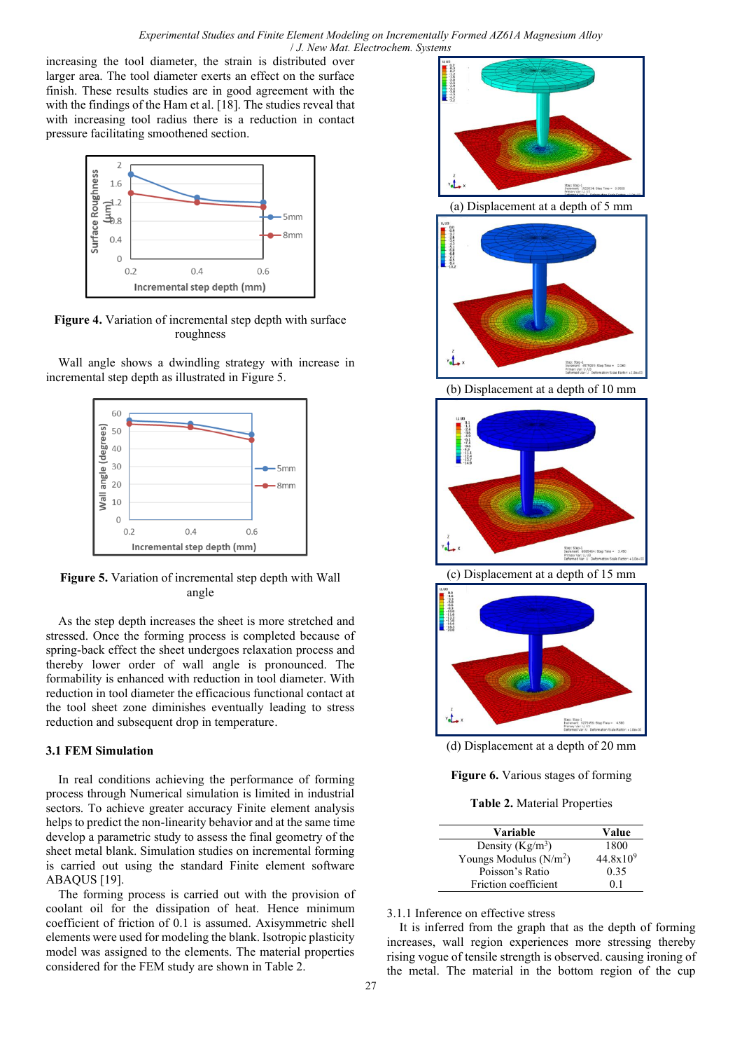increasing the tool diameter, the strain is distributed over larger area. The tool diameter exerts an effect on the surface finish. These results studies are in good agreement with the with the findings of the Ham et al. [18]. The studies reveal that with increasing tool radius there is a reduction in contact pressure facilitating smoothened section.

**Figure 4.** Variation of incremental step depth with surface roughness

Wall angle shows a dwindling strategy with increase in incremental step depth as illustrated in Figure 5.

**Figure 5.** Variation of incremental step depth with Wall angle

As the step depth increases the sheet is more stretched and stressed. Once the forming process is completed because of spring-back effect the sheet undergoes relaxation process and thereby lower order of wall angle is pronounced. The formability is enhanced with reduction in tool diameter. With reduction in tool diameter the efficacious functional contact at the tool sheet zone diminishes eventually leading to stress reduction and subsequent drop in temperature.

### 3.1 FEM Simulation

In real conditions achieving the performance of forming process through Numerical simulation is limited in industrial sectors. To achieve greater accuracy Finite element analysis helps to predict the non-linearity behavior and at the same time develop a parametric study to assess the final geometry of the sheet metal blank. Simulation studies on incremental forming is carried out using the standard Finite element software ABAQUS [19].

The forming process is carried out with the provision of coolant oil for the dissipation of heat. Hence minimum coefficient of friction of 0.1 is assumed. Axisymmetric shell elements were used for modeling the blank. Isotropic plasticity model was assigned to the elements. The material properties considered for the FEM study are shown in Table 2.

(a) Displacement at a depth of 5 mm

(b) Displacement at a depth of 10 mm

(c) Displacement at a depth of 15 mm

(d) Displacement at a depth of 20 mm

**Figure 6.** Various stages of forming

**Table 2.** Material Properties

| Variable | Value |
|---|---|
| Density (Kg/m$^3$) | 1800 |
| Youngs Modulus (N/m$^2$) | 44.8x10$^9$ |
| Poisson's Ratio | 0.35 |
| Friction coefficient | 0.1 |

3.1.1 Inference on effective stress

It is inferred from the graph that as the depth of forming increases, wall region experiences more stressing thereby rising vogue of tensile strength is observed. causing ironing of the metal. The material in the bottom region of the cup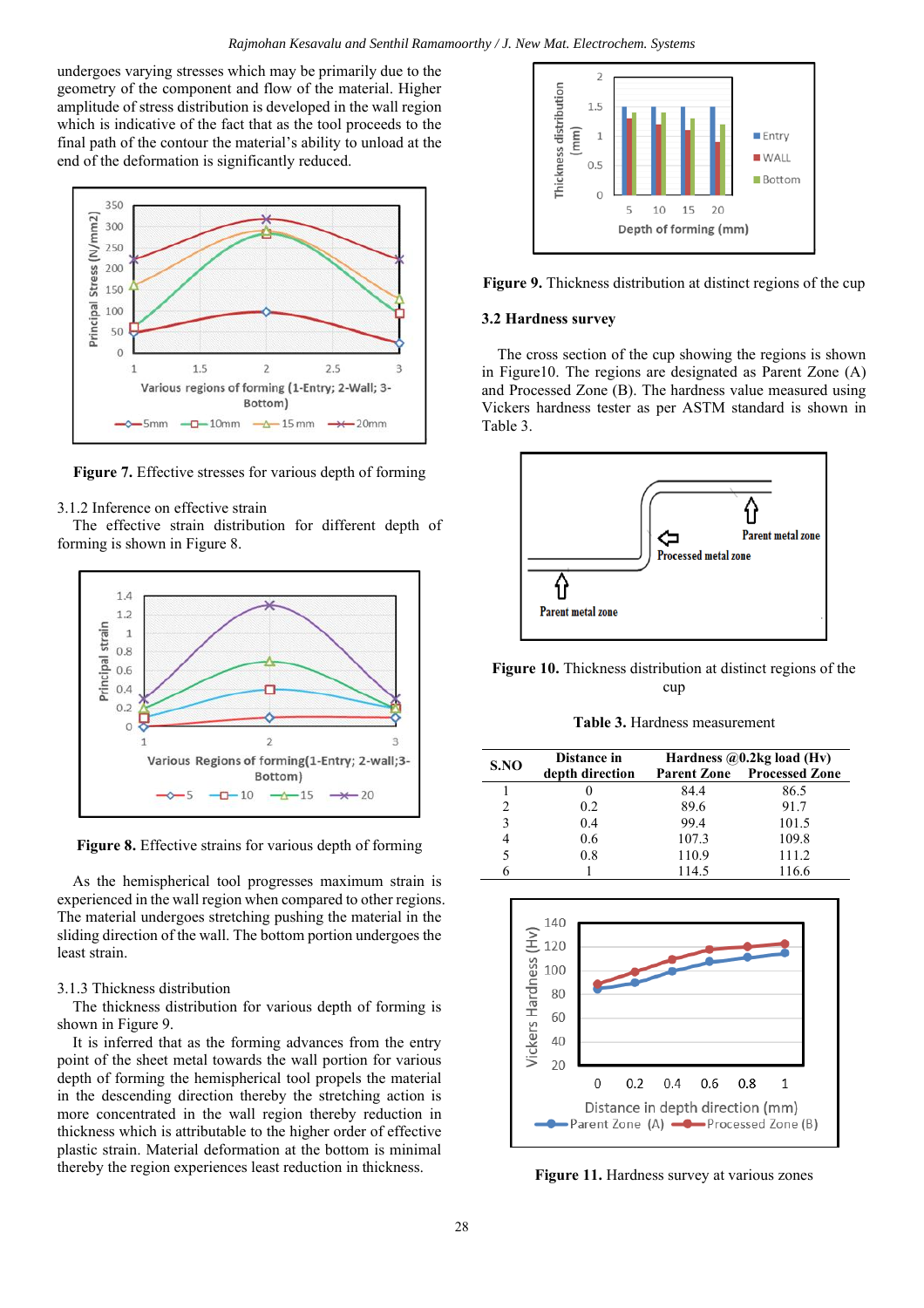undergoes varying stresses which may be primarily due to the geometry of the component and flow of the material. Higher amplitude of stress distribution is developed in the wall region which is indicative of the fact that as the tool proceeds to the final path of the contour the material's ability to unload at the end of the deformation is significantly reduced.

**Figure 7.** Effective stresses for various depth of forming

3.1.2 Inference on effective strain

The effective strain distribution for different depth of forming is shown in Figure 8.

**Figure 8.** Effective strains for various depth of forming

As the hemispherical tool progresses maximum strain is experienced in the wall region when compared to other regions. The material undergoes stretching pushing the material in the sliding direction of the wall. The bottom portion undergoes the least strain.

3.1.3 Thickness distribution

The thickness distribution for various depth of forming is shown in Figure 9.

It is inferred that as the forming advances from the entry point of the sheet metal towards the wall portion for various depth of forming the hemispherical tool propels the material in the descending direction thereby the stretching action is more concentrated in the wall region thereby reduction in thickness which is attributable to the higher order of effective plastic strain. Material deformation at the bottom is minimal thereby the region experiences least reduction in thickness.

**Figure 9.** Thickness distribution at distinct regions of the cup

### 3.2 Hardness survey

The cross section of the cup showing the regions is shown in Figure10. The regions are designated as Parent Zone (A) and Processed Zone (B). The hardness value measured using Vickers hardness tester as per ASTM standard is shown in Table 3.

**Figure 10.** Thickness distribution at distinct regions of the cup

**Table 3.** Hardness measurement

| S.NO | Distance in depth direction | Hardness @0.2kg load (Hv) Parent Zone | Processed Zone |
|---|---|---|---|
| 1 | 0 | 84.4 | 86.5 |
| 2 | 0.2 | 89.6 | 91.7 |
| 3 | 0.4 | 99.4 | 101.5 |
| 4 | 0.6 | 107.3 | 109.8 |
| 5 | 0.8 | 110.9 | 111.2 |
| 6 | 1 | 114.5 | 116.6 |

**Figure 11.** Hardness survey at various zones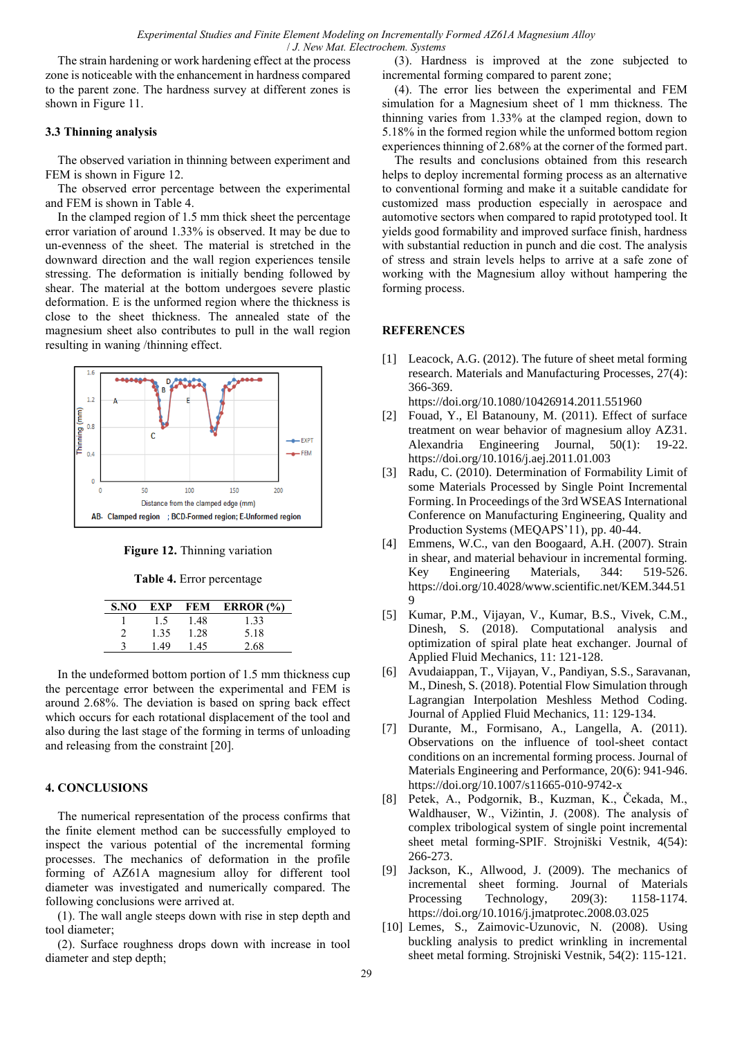The strain hardening or work hardening effect at the process zone is noticeable with the enhancement in hardness compared to the parent zone. The hardness survey at different zones is shown in Figure 11.

### 3.3 Thinning analysis

The observed variation in thinning between experiment and FEM is shown in Figure 12.

The observed error percentage between the experimental and FEM is shown in Table 4.

In the clamped region of 1.5 mm thick sheet the percentage error variation of around 1.33% is observed. It may be due to un-evenness of the sheet. The material is stretched in the downward direction and the wall region experiences tensile stressing. The deformation is initially bending followed by shear. The material at the bottom undergoes severe plastic deformation. E is the unformed region where the thickness is close to the sheet thickness. The annealed state of the magnesium sheet also contributes to pull in the wall region resulting in waning /thinning effect.

**Figure 12.** Thinning variation

**Table 4.** Error percentage

| S.NO | EXP | FEM | ERROR (%) |
|---|---|---|---|
| 1 | 1.5 | 1.48 | 1.33 |
| 2 | 1.35 | 1.28 | 5.18 |
| 3 | 1.49 | 1.45 | 2.68 |

In the undeformed bottom portion of 1.5 mm thickness cup the percentage error between the experimental and FEM is around 2.68%. The deviation is based on spring back effect which occurs for each rotational displacement of the tool and also during the last stage of the forming in terms of unloading and releasing from the constraint [20].

## 4. CONCLUSIONS

The numerical representation of the process confirms that the finite element method can be successfully employed to inspect the various potential of the incremental forming processes. The mechanics of deformation in the profile forming of AZ61A magnesium alloy for different tool diameter was investigated and numerically compared. The following conclusions were arrived at.

(1). The wall angle steeps down with rise in step depth and tool diameter;

(2). Surface roughness drops down with increase in tool diameter and step depth;

(3). Hardness is improved at the zone subjected to incremental forming compared to parent zone;

(4). The error lies between the experimental and FEM simulation for a Magnesium sheet of 1 mm thickness. The thinning varies from 1.33% at the clamped region, down to 5.18% in the formed region while the unformed bottom region experiences thinning of 2.68% at the corner of the formed part.

The results and conclusions obtained from this research helps to deploy incremental forming process as an alternative to conventional forming and make it a suitable candidate for customized mass production especially in aerospace and automotive sectors when compared to rapid prototyped tool. It yields good formability and improved surface finish, hardness with substantial reduction in punch and die cost. The analysis of stress and strain levels helps to arrive at a safe zone of working with the Magnesium alloy without hampering the forming process.

## REFERENCES

[1] Leacock, A.G. (2012). The future of sheet metal forming research. Materials and Manufacturing Processes, 27(4): 366-369. https://doi.org/10.1080/10426914.2011.551960

[2] Fouad, Y., El Batanouny, M. (2011). Effect of surface treatment on wear behavior of magnesium alloy AZ31. Alexandria Engineering Journal, 50(1): 19-22. https://doi.org/10.1016/j.aej.2011.01.003

[3] Radu, C. (2010). Determination of Formability Limit of some Materials Processed by Single Point Incremental Forming. In Proceedings of the 3rd WSEAS International Conference on Manufacturing Engineering, Quality and Production Systems (MEQAPS'11), pp. 40-44.

[4] Emmens, W.C., van den Boogaard, A.H. (2007). Strain in shear, and material behaviour in incremental forming. Key Engineering Materials, 344: 519-526. https://doi.org/10.4028/www.scientific.net/KEM.344.519

[5] Kumar, P.M., Vijayan, V., Kumar, B.S., Vivek, C.M., Dinesh, S. (2018). Computational analysis and optimization of spiral plate heat exchanger. Journal of Applied Fluid Mechanics, 11: 121-128.

[6] Avudaiappan, T., Vijayan, V., Pandiyan, S.S., Saravanan, M., Dinesh, S. (2018). Potential Flow Simulation through Lagrangian Interpolation Meshless Method Coding. Journal of Applied Fluid Mechanics, 11: 129-134.

[7] Durante, M., Formisano, A., Langella, A. (2011). Observations on the influence of tool-sheet contact conditions on an incremental forming process. Journal of Materials Engineering and Performance, 20(6): 941-946. https://doi.org/10.1007/s11665-010-9742-x

[8] Petek, A., Podgornik, B., Kuzman, K., Čekada, M., Waldhauser, W., Vižintin, J. (2008). The analysis of complex tribological system of single point incremental sheet metal forming-SPIF. Strojniški Vestnik, 4(54): 266-273.

[9] Jackson, K., Allwood, J. (2009). The mechanics of incremental sheet forming. Journal of Materials Processing Technology, 209(3): 1158-1174. https://doi.org/10.1016/j.jmatprotec.2008.03.025

[10] Lemes, S., Zaimovic-Uzunovic, N. (2008). Using buckling analysis to predict wrinkling in incremental sheet metal forming. Strojniski Vestnik, 54(2): 115-121.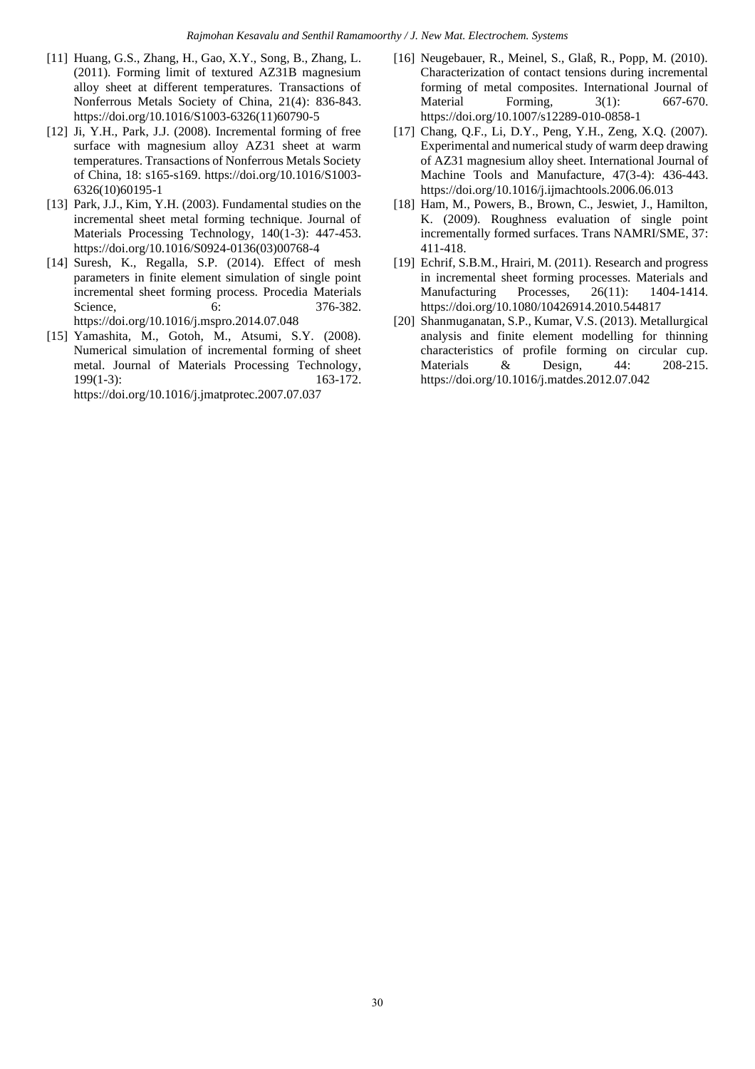[11] Huang, G.S., Zhang, H., Gao, X.Y., Song, B., Zhang, L. (2011). Forming limit of textured AZ31B magnesium alloy sheet at different temperatures. Transactions of Nonferrous Metals Society of China, 21(4): 836-843. https://doi.org/10.1016/S1003-6326(11)60790-5

[12] Ji, Y.H., Park, J.J. (2008). Incremental forming of free surface with magnesium alloy AZ31 sheet at warm temperatures. Transactions of Nonferrous Metals Society of China, 18: s165-s169. https://doi.org/10.1016/S1003-6326(10)60195-1

[13] Park, J.J., Kim, Y.H. (2003). Fundamental studies on the incremental sheet metal forming technique. Journal of Materials Processing Technology, 140(1-3): 447-453. https://doi.org/10.1016/S0924-0136(03)00768-4

[14] Suresh, K., Regalla, S.P. (2014). Effect of mesh parameters in finite element simulation of single point incremental sheet forming process. Procedia Materials Science, 6: 376-382. https://doi.org/10.1016/j.mspro.2014.07.048

[15] Yamashita, M., Gotoh, M., Atsumi, S.Y. (2008). Numerical simulation of incremental forming of sheet metal. Journal of Materials Processing Technology, 199(1-3): 163-172. https://doi.org/10.1016/j.jmatprotec.2007.07.037

[16] Neugebauer, R., Meinel, S., Glaß, R., Popp, M. (2010). Characterization of contact tensions during incremental forming of metal composites. International Journal of Material Forming, 3(1): 667-670. https://doi.org/10.1007/s12289-010-0858-1

[17] Chang, Q.F., Li, D.Y., Peng, Y.H., Zeng, X.Q. (2007). Experimental and numerical study of warm deep drawing of AZ31 magnesium alloy sheet. International Journal of Machine Tools and Manufacture, 47(3-4): 436-443. https://doi.org/10.1016/j.ijmachtools.2006.06.013

[18] Ham, M., Powers, B., Brown, C., Jeswiet, J., Hamilton, K. (2009). Roughness evaluation of single point incrementally formed surfaces. Trans NAMRI/SME, 37: 411-418.

[19] Echrif, S.B.M., Hrairi, M. (2011). Research and progress in incremental sheet forming processes. Materials and Manufacturing Processes, 26(11): 1404-1414. https://doi.org/10.1080/10426914.2010.544817

[20] Shanmuganatan, S.P., Kumar, V.S. (2013). Metallurgical analysis and finite element modelling for thinning characteristics of profile forming on circular cup. Materials & Design, 44: 208-215. https://doi.org/10.1016/j.matdes.2012.07.042